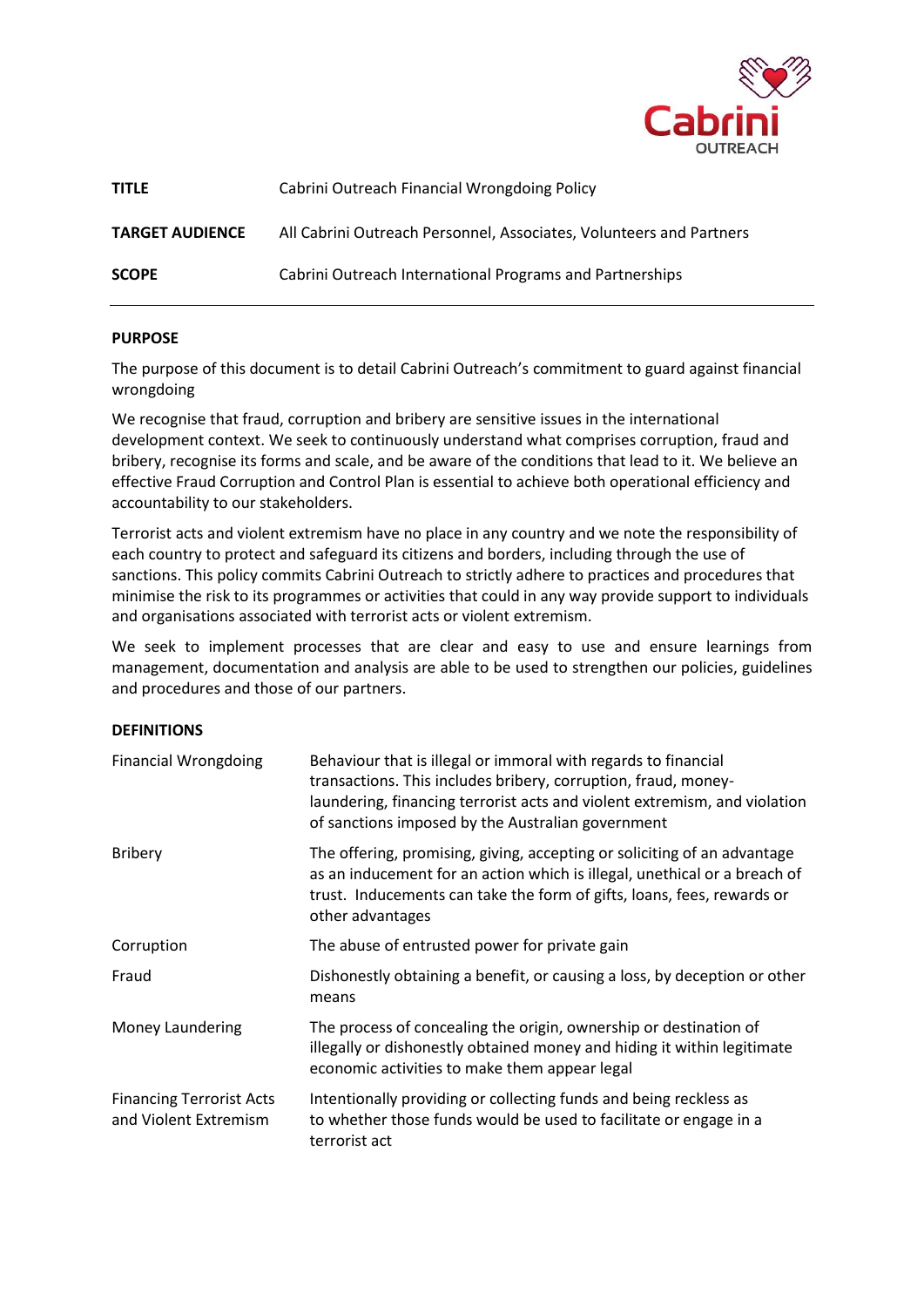| | |
|---|---|
| **TITLE** | Cabrini Outreach Financial Wrongdoing Policy |
| **TARGET AUDIENCE** | All Cabrini Outreach Personnel, Associates, Volunteers and Partners |
| **SCOPE** | Cabrini Outreach International Programs and Partnerships |

## PURPOSE

The purpose of this document is to detail Cabrini Outreach's commitment to guard against financial wrongdoing

We recognise that fraud, corruption and bribery are sensitive issues in the international development context. We seek to continuously understand what comprises corruption, fraud and bribery, recognise its forms and scale, and be aware of the conditions that lead to it. We believe an effective Fraud Corruption and Control Plan is essential to achieve both operational efficiency and accountability to our stakeholders.

Terrorist acts and violent extremism have no place in any country and we note the responsibility of each country to protect and safeguard its citizens and borders, including through the use of sanctions. This policy commits Cabrini Outreach to strictly adhere to practices and procedures that minimise the risk to its programmes or activities that could in any way provide support to individuals and organisations associated with terrorist acts or violent extremism.

We seek to implement processes that are clear and easy to use and ensure learnings from management, documentation and analysis are able to be used to strengthen our policies, guidelines and procedures and those of our partners.

## DEFINITIONS

| | |
|---|---|
| Financial Wrongdoing | Behaviour that is illegal or immoral with regards to financial transactions. This includes bribery, corruption, fraud, money-laundering, financing terrorist acts and violent extremism, and violation of sanctions imposed by the Australian government |
| Bribery | The offering, promising, giving, accepting or soliciting of an advantage as an inducement for an action which is illegal, unethical or a breach of trust. Inducements can take the form of gifts, loans, fees, rewards or other advantages |
| Corruption | The abuse of entrusted power for private gain |
| Fraud | Dishonestly obtaining a benefit, or causing a loss, by deception or other means |
| Money Laundering | The process of concealing the origin, ownership or destination of illegally or dishonestly obtained money and hiding it within legitimate economic activities to make them appear legal |
| Financing Terrorist Acts and Violent Extremism | Intentionally providing or collecting funds and being reckless as to whether those funds would be used to facilitate or engage in a terrorist act |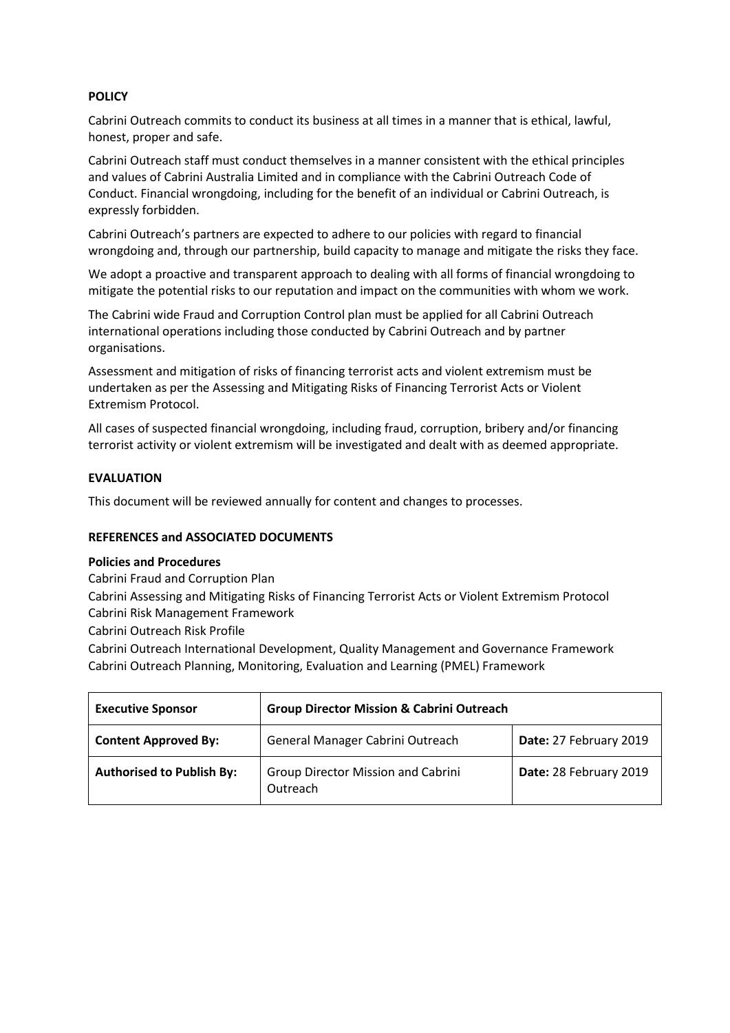**POLICY**

Cabrini Outreach commits to conduct its business at all times in a manner that is ethical, lawful, honest, proper and safe.

Cabrini Outreach staff must conduct themselves in a manner consistent with the ethical principles and values of Cabrini Australia Limited and in compliance with the Cabrini Outreach Code of Conduct. Financial wrongdoing, including for the benefit of an individual or Cabrini Outreach, is expressly forbidden.

Cabrini Outreach's partners are expected to adhere to our policies with regard to financial wrongdoing and, through our partnership, build capacity to manage and mitigate the risks they face.

We adopt a proactive and transparent approach to dealing with all forms of financial wrongdoing to mitigate the potential risks to our reputation and impact on the communities with whom we work.

The Cabrini wide Fraud and Corruption Control plan must be applied for all Cabrini Outreach international operations including those conducted by Cabrini Outreach and by partner organisations.

Assessment and mitigation of risks of financing terrorist acts and violent extremism must be undertaken as per the Assessing and Mitigating Risks of Financing Terrorist Acts or Violent Extremism Protocol.

All cases of suspected financial wrongdoing, including fraud, corruption, bribery and/or financing terrorist activity or violent extremism will be investigated and dealt with as deemed appropriate.

**EVALUATION**

This document will be reviewed annually for content and changes to processes.

**REFERENCES and ASSOCIATED DOCUMENTS**

**Policies and Procedures**

Cabrini Fraud and Corruption Plan
Cabrini Assessing and Mitigating Risks of Financing Terrorist Acts or Violent Extremism Protocol
Cabrini Risk Management Framework
Cabrini Outreach Risk Profile
Cabrini Outreach International Development, Quality Management and Governance Framework
Cabrini Outreach Planning, Monitoring, Evaluation and Learning (PMEL) Framework

| **Executive Sponsor** | **Group Director Mission & Cabrini Outreach** | |
|---|---|---|
| **Content Approved By:** | General Manager Cabrini Outreach | **Date:** 27 February 2019 |
| **Authorised to Publish By:** | Group Director Mission and Cabrini Outreach | **Date:** 28 February 2019 |